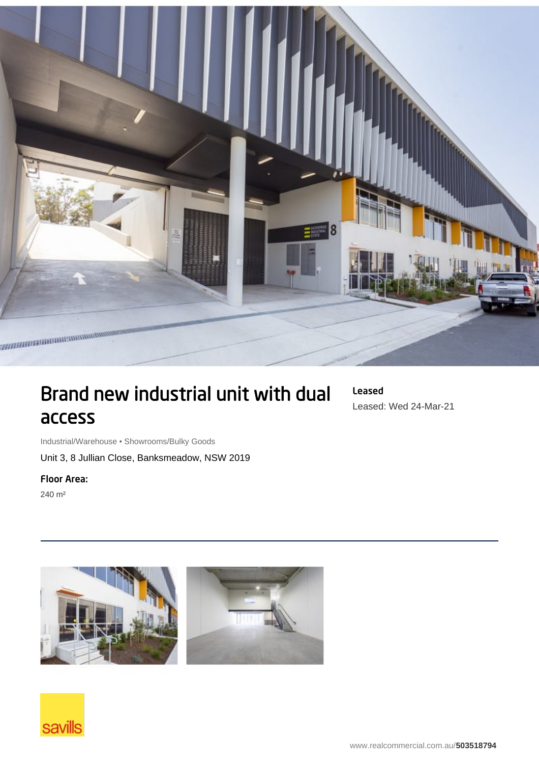# Brand new industrial unit with dual access

**Leased**

Leased: Wed 24-Mar-21

Industrial/Warehouse • Showrooms/Bulky Goods

Unit 3, 8 Jullian Close, Banksmeadow, NSW 2019

**Floor Area:**

240 m²

www.realcommercial.com.au/**503518794**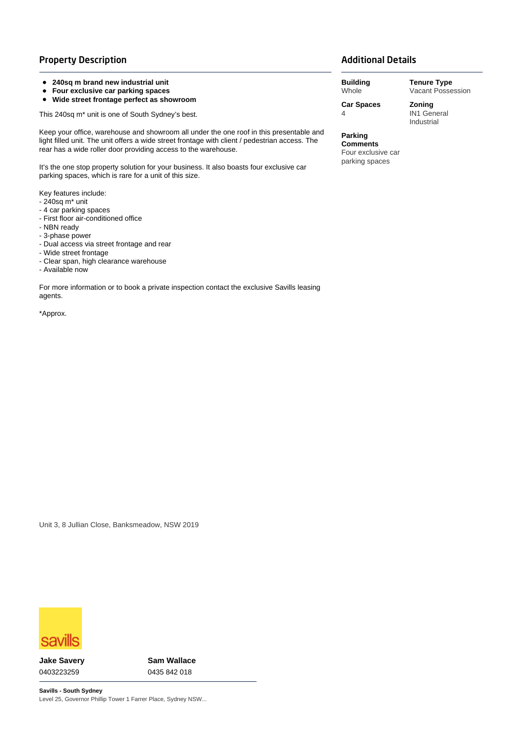## Property Description

- **240sq m brand new industrial unit**
- **Four exclusive car parking spaces**
- **Wide street frontage perfect as showroom**

This 240sq m* unit is one of South Sydney's best.

Keep your office, warehouse and showroom all under the one roof in this presentable and light filled unit. The unit offers a wide street frontage with client / pedestrian access. The rear has a wide roller door providing access to the warehouse.

It's the one stop property solution for your business. It also boasts four exclusive car parking spaces, which is rare for a unit of this size.

Key features include:
- 240sq m* unit
- 4 car parking spaces
- First floor air-conditioned office
- NBN ready
- 3-phase power
- Dual access via street frontage and rear
- Wide street frontage
- Clear span, high clearance warehouse
- Available now

For more information or to book a private inspection contact the exclusive Savills leasing agents.

*Approx.

## Additional Details

**Building**
Whole

**Tenure Type**
Vacant Possession

**Car Spaces**
4

**Zoning**
IN1 General Industrial

**Parking Comments**
Four exclusive car parking spaces

Unit 3, 8 Jullian Close, Banksmeadow, NSW 2019

savills

**Jake Savery**
0403223259

**Sam Wallace**
0435 842 018

**Savills - South Sydney**
Level 25, Governor Phillip Tower 1 Farrer Place, Sydney NSW...